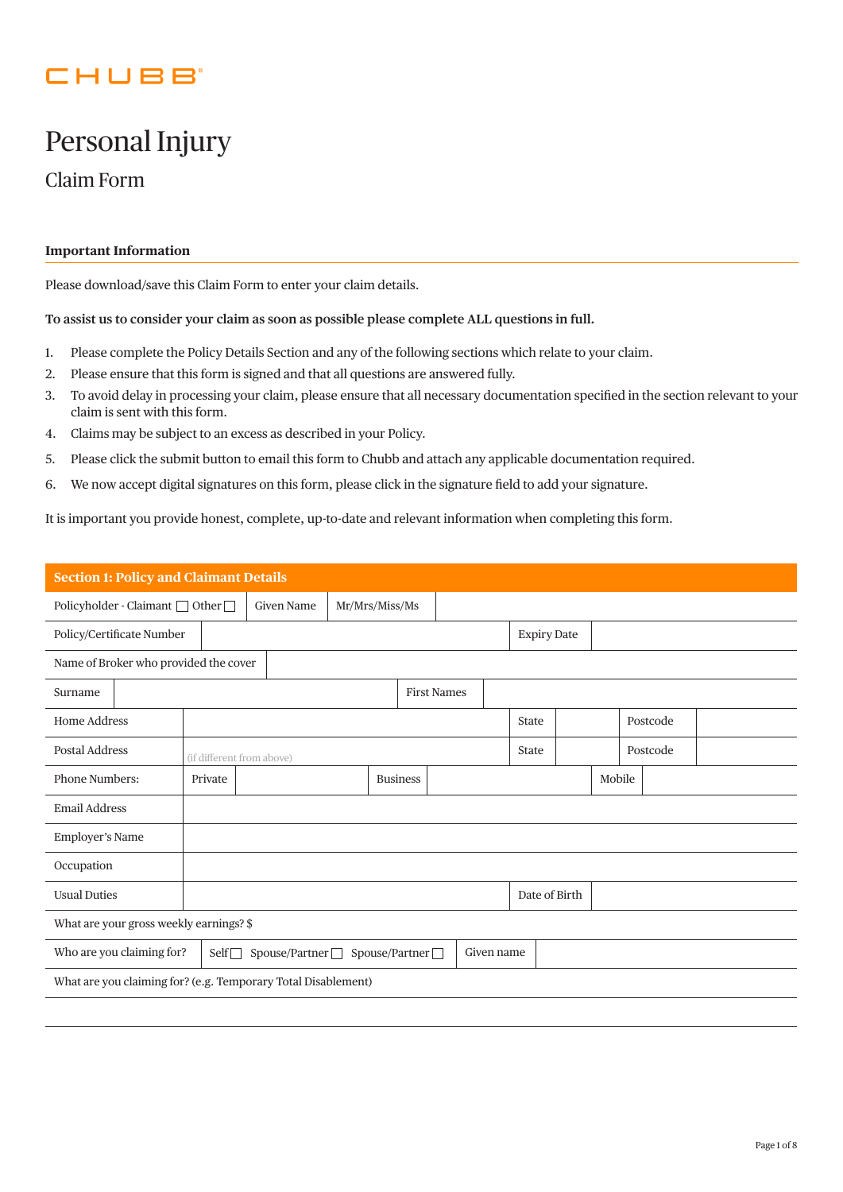CHUBB

# Personal Injury

## Claim Form

### Important Information

Please download/save this Claim Form to enter your claim details.

**To assist us to consider your claim as soon as possible please complete ALL questions in full.**

1. Please complete the Policy Details Section and any of the following sections which relate to your claim.
2. Please ensure that this form is signed and that all questions are answered fully.
3. To avoid delay in processing your claim, please ensure that all necessary documentation specified in the section relevant to your claim is sent with this form.
4. Claims may be subject to an excess as described in your Policy.
5. Please click the submit button to email this form to Chubb and attach any applicable documentation required.
6. We now accept digital signatures on this form, please click in the signature field to add your signature.

It is important you provide honest, complete, up-to-date and relevant information when completing this form.

### Section 1: Policy and Claimant Details

| | | | | | | |
|---|---|---|---|---|---|---|
| Policyholder - Claimant ☐ Other ☐ | Given Name | Mr/Mrs/Miss/Ms | | | | |
| Policy/Certificate Number | | | Expiry Date | | | |
| Name of Broker who provided the cover | | | | | | |
| Surname | | First Names | | | | |
| Home Address | | | State | | Postcode | |
| Postal Address | (if different from above) | | State | | Postcode | |
| Phone Numbers: | Private | | Business | | Mobile | |
| Email Address | | | | | | |
| Employer's Name | | | | | | |
| Occupation | | | | | | |
| Usual Duties | | | Date of Birth | | | |
| What are your gross weekly earnings? $ | | | | | | |
| Who are you claiming for? | Self ☐ Spouse/Partner ☐ Spouse/Partner ☐ | Given name | | | | |
| What are you claiming for? (e.g. Temporary Total Disablement) | | | | | | |
| | | | | | | |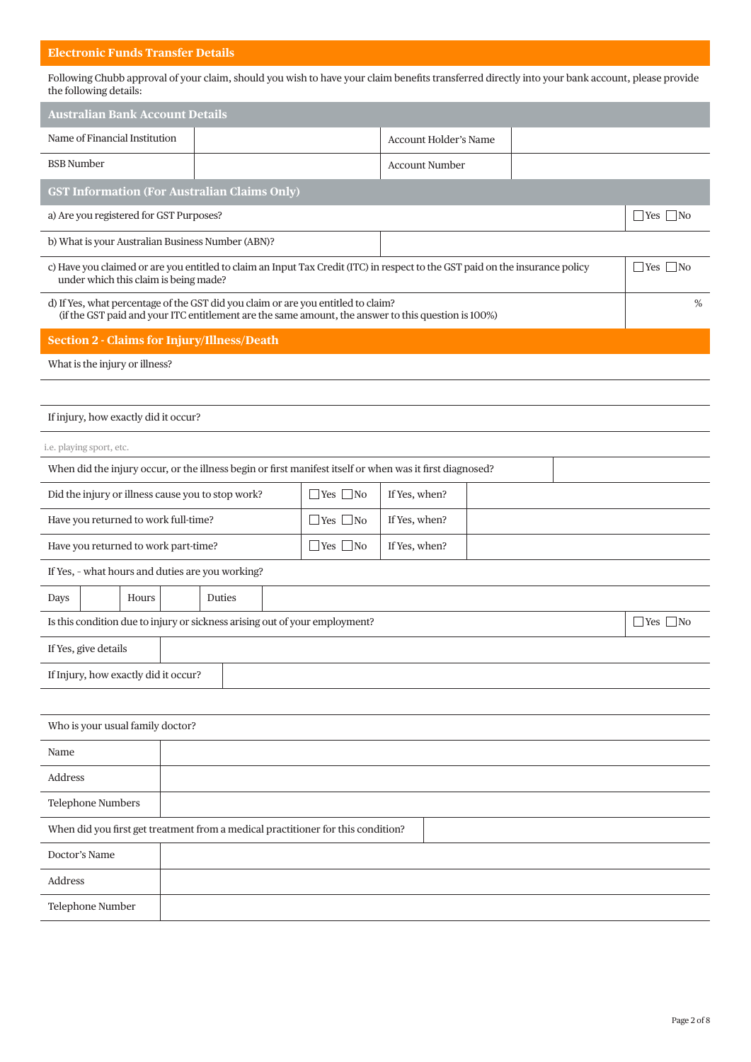## Electronic Funds Transfer Details

Following Chubb approval of your claim, should you wish to have your claim benefits transferred directly into your bank account, please provide the following details:

### Australian Bank Account Details

| Name of Financial Institution | | Account Holder's Name | |
|---|---|---|---|
| BSB Number | | Account Number | |

### GST Information (For Australian Claims Only)

| | |
|---|---|
| a) Are you registered for GST Purposes? | ☐Yes ☐No |
| b) What is your Australian Business Number (ABN)? | |
| c) Have you claimed or are you entitled to claim an Input Tax Credit (ITC) in respect to the GST paid on the insurance policy under which this claim is being made? | ☐Yes ☐No |
| d) If Yes, what percentage of the GST did you claim or are you entitled to claim? (if the GST paid and your ITC entitlement are the same amount, the answer to this question is 100%) | % |

## Section 2 - Claims for Injury/Illness/Death

What is the injury or illness?

If injury, how exactly did it occur?

i.e. playing sport, etc.

| When did the injury occur, or the illness begin or first manifest itself or when was it first diagnosed? | |
|---|---|

| | | | |
|---|---|---|---|
| Did the injury or illness cause you to stop work? | ☐Yes ☐No | If Yes, when? | |
| Have you returned to work full-time? | ☐Yes ☐No | If Yes, when? | |
| Have you returned to work part-time? | ☐Yes ☐No | If Yes, when? | |

If Yes, - what hours and duties are you working?

| Days | | Hours | | Duties | |
|---|---|---|---|---|---|

| Is this condition due to injury or sickness arising out of your employment? | ☐Yes ☐No |
|---|---|

| If Yes, give details | |
|---|---|
| If Injury, how exactly did it occur? | |

Who is your usual family doctor?

| Name | |
|---|---|
| Address | |
| Telephone Numbers | |

| When did you first get treatment from a medical practitioner for this condition? | |
|---|---|

| Doctor's Name | |
|---|---|
| Address | |
| Telephone Number | |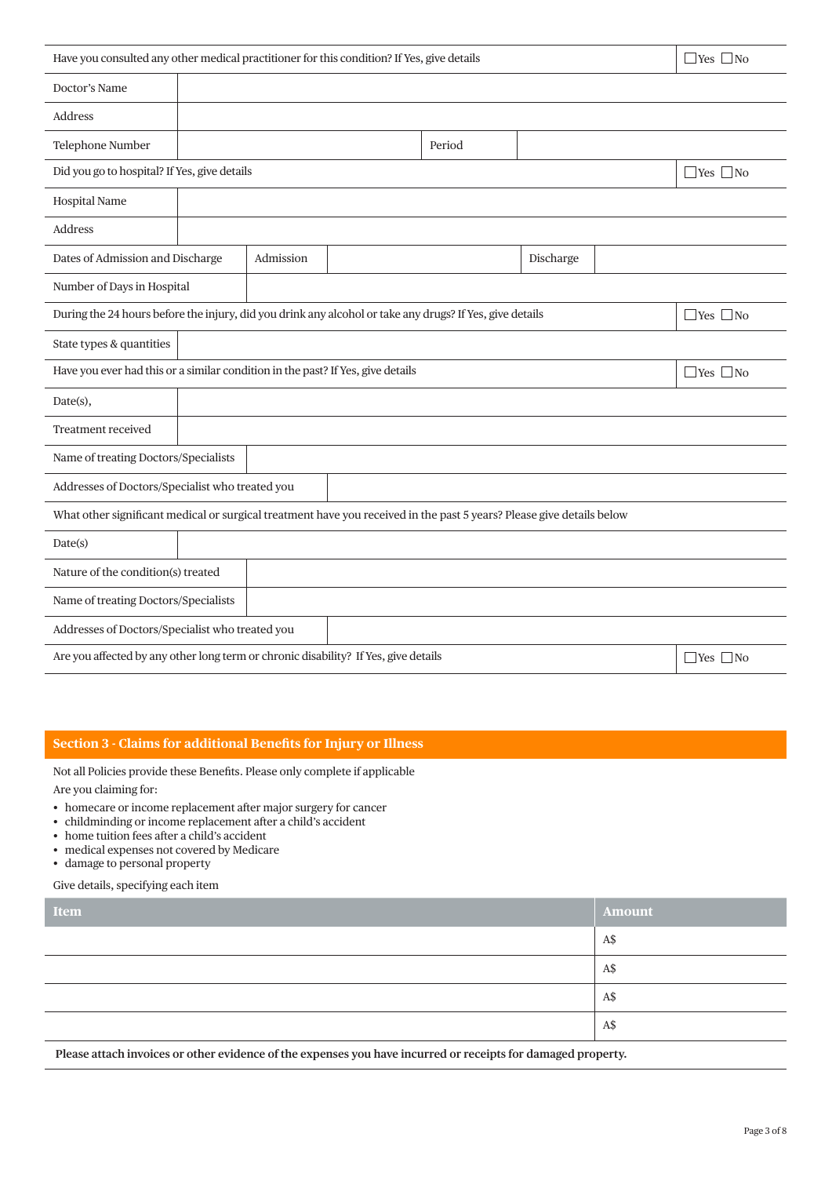| Have you consulted any other medical practitioner for this condition? If Yes, give details | | | ☐Yes ☐No |
|---|---|---|---|
| Doctor's Name | | | |
| Address | | | |
| Telephone Number | | Period | |
| Did you go to hospital? If Yes, give details | | | ☐Yes ☐No |
| Hospital Name | | | |
| Address | | | |
| Dates of Admission and Discharge | Admission | | Discharge |
| Number of Days in Hospital | | | |
| During the 24 hours before the injury, did you drink any alcohol or take any drugs? If Yes, give details | | | ☐Yes ☐No |
| State types & quantities | | | |
| Have you ever had this or a similar condition in the past? If Yes, give details | | | ☐Yes ☐No |
| Date(s), | | | |
| Treatment received | | | |
| Name of treating Doctors/Specialists | | | |
| Addresses of Doctors/Specialist who treated you | | | |
| What other significant medical or surgical treatment have you received in the past 5 years? Please give details below | | | |
| Date(s) | | | |
| Nature of the condition(s) treated | | | |
| Name of treating Doctors/Specialists | | | |
| Addresses of Doctors/Specialist who treated you | | | |
| Are you affected by any other long term or chronic disability? If Yes, give details | | | ☐Yes ☐No |

## Section 3 - Claims for additional Benefits for Injury or Illness

Not all Policies provide these Benefits. Please only complete if applicable

Are you claiming for:

- homecare or income replacement after major surgery for cancer
- childminding or income replacement after a child's accident
- home tuition fees after a child's accident
- medical expenses not covered by Medicare
- damage to personal property

Give details, specifying each item

| Item | Amount |
|---|---|
| | A$ |
| | A$ |
| | A$ |
| | A$ |

**Please attach invoices or other evidence of the expenses you have incurred or receipts for damaged property.**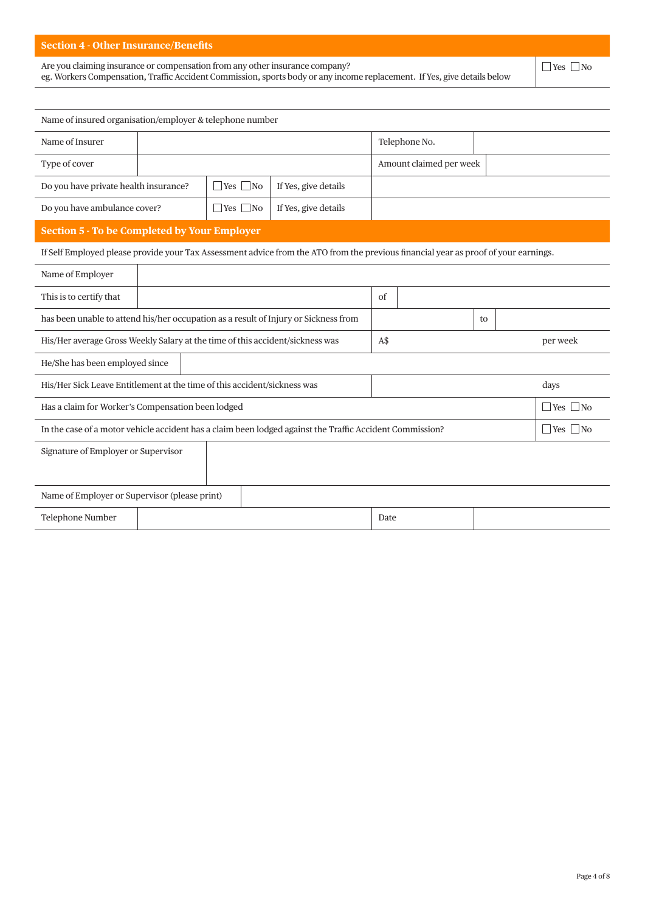## Section 4 - Other Insurance/Benefits

| Are you claiming insurance or compensation from any other insurance company?<br>eg. Workers Compensation, Traffic Accident Commission, sports body or any income replacement. If Yes, give details below | ☐ Yes ☐ No |
|---|---|

| Name of insured organisation/employer & telephone number | | | |
|---|---|---|---|
| Name of Insurer | | Telephone No. | |
| Type of cover | | Amount claimed per week | |
| Do you have private health insurance? | ☐ Yes ☐ No | If Yes, give details | |
| Do you have ambulance cover? | ☐ Yes ☐ No | If Yes, give details | |

## Section 5 - To be Completed by Your Employer

If Self Employed please provide your Tax Assessment advice from the ATO from the previous financial year as proof of your earnings.

| | | | |
|---|---|---|---|
| Name of Employer | | | |
| This is to certify that | | of | |
| has been unable to attend his/her occupation as a result of Injury or Sickness from | | to | |
| His/Her average Gross Weekly Salary at the time of this accident/sickness was | A$ | | per week |
| He/She has been employed since | | | |
| His/Her Sick Leave Entitlement at the time of this accident/sickness was | | | days |
| Has a claim for Worker's Compensation been lodged | | | ☐ Yes ☐ No |
| In the case of a motor vehicle accident has a claim been lodged against the Traffic Accident Commission? | | | ☐ Yes ☐ No |
| Signature of Employer or Supervisor | | | |
| Name of Employer or Supervisor (please print) | | | |
| Telephone Number | | Date | |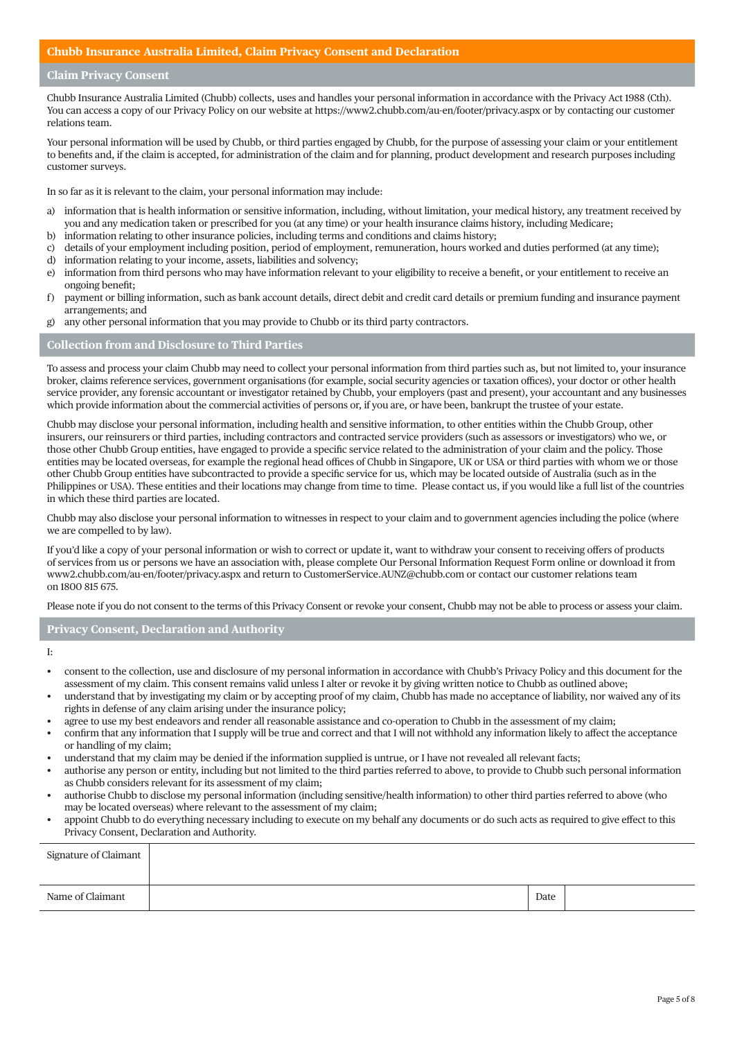## Chubb Insurance Australia Limited, Claim Privacy Consent and Declaration

### Claim Privacy Consent

Chubb Insurance Australia Limited (Chubb) collects, uses and handles your personal information in accordance with the Privacy Act 1988 (Cth). You can access a copy of our Privacy Policy on our website at https://www2.chubb.com/au-en/footer/privacy.aspx or by contacting our customer relations team.

Your personal information will be used by Chubb, or third parties engaged by Chubb, for the purpose of assessing your claim or your entitlement to benefits and, if the claim is accepted, for administration of the claim and for planning, product development and research purposes including customer surveys.

In so far as it is relevant to the claim, your personal information may include:

a) information that is health information or sensitive information, including, without limitation, your medical history, any treatment received by you and any medication taken or prescribed for you (at any time) or your health insurance claims history, including Medicare;
b) information relating to other insurance policies, including terms and conditions and claims history;
c) details of your employment including position, period of employment, remuneration, hours worked and duties performed (at any time);
d) information relating to your income, assets, liabilities and solvency;
e) information from third persons who may have information relevant to your eligibility to receive a benefit, or your entitlement to receive an ongoing benefit;
f) payment or billing information, such as bank account details, direct debit and credit card details or premium funding and insurance payment arrangements; and
g) any other personal information that you may provide to Chubb or its third party contractors.

### Collection from and Disclosure to Third Parties

To assess and process your claim Chubb may need to collect your personal information from third parties such as, but not limited to, your insurance broker, claims reference services, government organisations (for example, social security agencies or taxation offices), your doctor or other health service provider, any forensic accountant or investigator retained by Chubb, your employers (past and present), your accountant and any businesses which provide information about the commercial activities of persons or, if you are, or have been, bankrupt the trustee of your estate.

Chubb may disclose your personal information, including health and sensitive information, to other entities within the Chubb Group, other insurers, our reinsurers or third parties, including contractors and contracted service providers (such as assessors or investigators) who we, or those other Chubb Group entities, have engaged to provide a specific service related to the administration of your claim and the policy. Those entities may be located overseas, for example the regional head offices of Chubb in Singapore, UK or USA or third parties with whom we or those other Chubb Group entities have subcontracted to provide a specific service for us, which may be located outside of Australia (such as in the Philippines or USA). These entities and their locations may change from time to time. Please contact us, if you would like a full list of the countries in which these third parties are located.

Chubb may also disclose your personal information to witnesses in respect to your claim and to government agencies including the police (where we are compelled to by law).

If you'd like a copy of your personal information or wish to correct or update it, want to withdraw your consent to receiving offers of products of services from us or persons we have an association with, please complete Our Personal Information Request Form online or download it from www2.chubb.com/au-en/footer/privacy.aspx and return to CustomerService.AUNZ@chubb.com or contact our customer relations team on 1800 815 675.

Please note if you do not consent to the terms of this Privacy Consent or revoke your consent, Chubb may not be able to process or assess your claim.

### Privacy Consent, Declaration and Authority

I:

- consent to the collection, use and disclosure of my personal information in accordance with Chubb's Privacy Policy and this document for the assessment of my claim. This consent remains valid unless I alter or revoke it by giving written notice to Chubb as outlined above;
- understand that by investigating my claim or by accepting proof of my claim, Chubb has made no acceptance of liability, nor waived any of its rights in defense of any claim arising under the insurance policy;
- agree to use my best endeavors and render all reasonable assistance and co-operation to Chubb in the assessment of my claim;
- confirm that any information that I supply will be true and correct and that I will not withhold any information likely to affect the acceptance or handling of my claim;
- understand that my claim may be denied if the information supplied is untrue, or I have not revealed all relevant facts;
- authorise any person or entity, including but not limited to the third parties referred to above, to provide to Chubb such personal information as Chubb considers relevant for its assessment of my claim;
- authorise Chubb to disclose my personal information (including sensitive/health information) to other third parties referred to above (who may be located overseas) where relevant to the assessment of my claim;
- appoint Chubb to do everything necessary including to execute on my behalf any documents or do such acts as required to give effect to this Privacy Consent, Declaration and Authority.

| Signature of Claimant | | | |
|---|---|---|---|
| Name of Claimant | | Date | |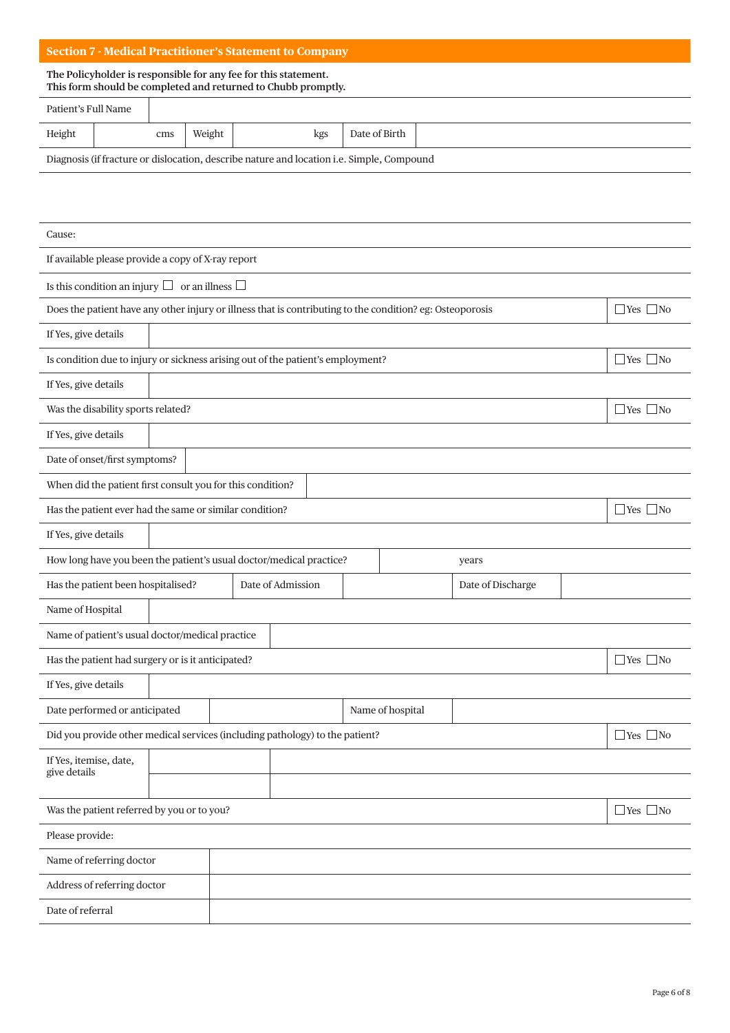## Section 7 - Medical Practitioner's Statement to Company

**The Policyholder is responsible for any fee for this statement.**
**This form should be completed and returned to Chubb promptly.**

| Patient's Full Name | | | | | |
|---|---|---|---|---|---|
| Height | cms | Weight | kgs | Date of Birth | |

Diagnosis (if fracture or dislocation, describe nature and location i.e. Simple, Compound

Cause:

If available please provide a copy of X-ray report

Is this condition an injury ☐ or an illness ☐

| Question | |
|---|---|
| Does the patient have any other injury or illness that is contributing to the condition? eg: Osteoporosis | ☐ Yes ☐ No |
| If Yes, give details | |
| Is condition due to injury or sickness arising out of the patient's employment? | ☐ Yes ☐ No |
| If Yes, give details | |
| Was the disability sports related? | ☐ Yes ☐ No |
| If Yes, give details | |
| Date of onset/first symptoms? | |
| When did the patient first consult you for this condition? | |
| Has the patient ever had the same or similar condition? | ☐ Yes ☐ No |
| If Yes, give details | |
| How long have you been the patient's usual doctor/medical practice? | years |

| Has the patient been hospitalised? | Date of Admission | | Date of Discharge | |
|---|---|---|---|---|
| Name of Hospital | | | | |
| Name of patient's usual doctor/medical practice | | | | |

| Question | |
|---|---|
| Has the patient had surgery or is it anticipated? | ☐ Yes ☐ No |
| If Yes, give details | |

| Date performed or anticipated | | Name of hospital | |
|---|---|---|---|

| Question | | |
|---|---|---|
| Did you provide other medical services (including pathology) to the patient? | | ☐ Yes ☐ No |
| If Yes, itemise, date, give details | | |
| | | |
| Was the patient referred by you or to you? | | ☐ Yes ☐ No |

Please provide:

| Name of referring doctor | |
|---|---|
| Address of referring doctor | |
| Date of referral | |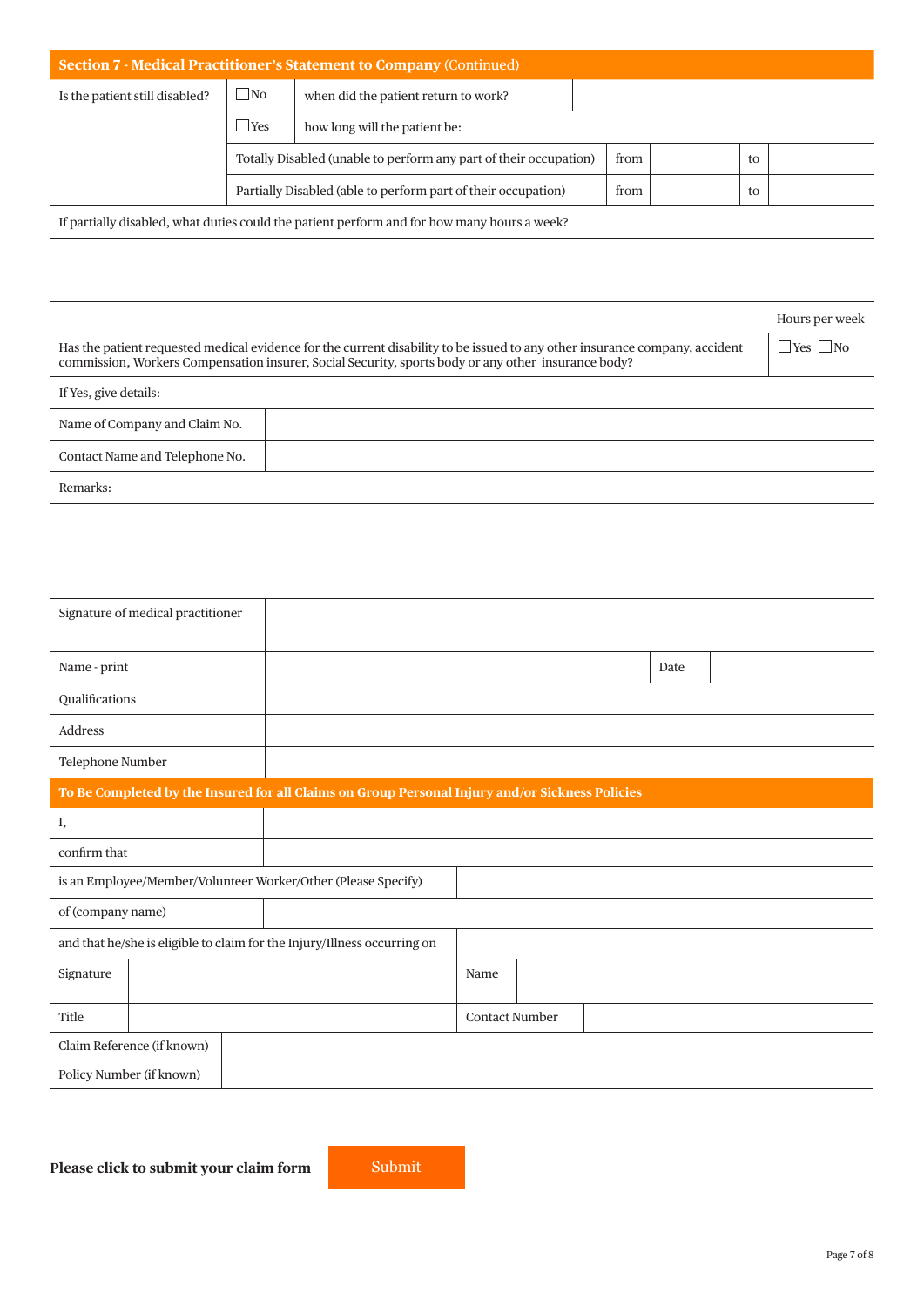## Section 7 - Medical Practitioner's Statement to Company (Continued)

| Is the patient still disabled? | ☐No | when did the patient return to work? | | | | |
|---|---|---|---|---|---|---|
| | ☐Yes | how long will the patient be: | | | | |
| | Totally Disabled (unable to perform any part of their occupation) | | from | | to | |
| | Partially Disabled (able to perform part of their occupation) | | from | | to | |

If partially disabled, what duties could the patient perform and for how many hours a week?

| | Hours per week |
|---|---|
| Has the patient requested medical evidence for the current disability to be issued to any other insurance company, accident commission, Workers Compensation insurer, Social Security, sports body or any other insurance body? | ☐Yes ☐No |

If Yes, give details:

| | |
|---|---|
| Name of Company and Claim No. | |
| Contact Name and Telephone No. | |

Remarks:

| | | | |
|---|---|---|---|
| Signature of medical practitioner | | | |
| Name - print | | Date | |
| Qualifications | | | |
| Address | | | |
| Telephone Number | | | |

## To Be Completed by the Insured for all Claims on Group Personal Injury and/or Sickness Policies

| | |
|---|---|
| I, | |
| confirm that | |
| is an Employee/Member/Volunteer Worker/Other (Please Specify) | |
| of (company name) | |
| and that he/she is eligible to claim for the Injury/Illness occurring on | |

| | | | |
|---|---|---|---|
| Signature | | Name | |
| Title | | Contact Number | |
| Claim Reference (if known) | | | |
| Policy Number (if known) | | | |

**Please click to submit your claim form** Submit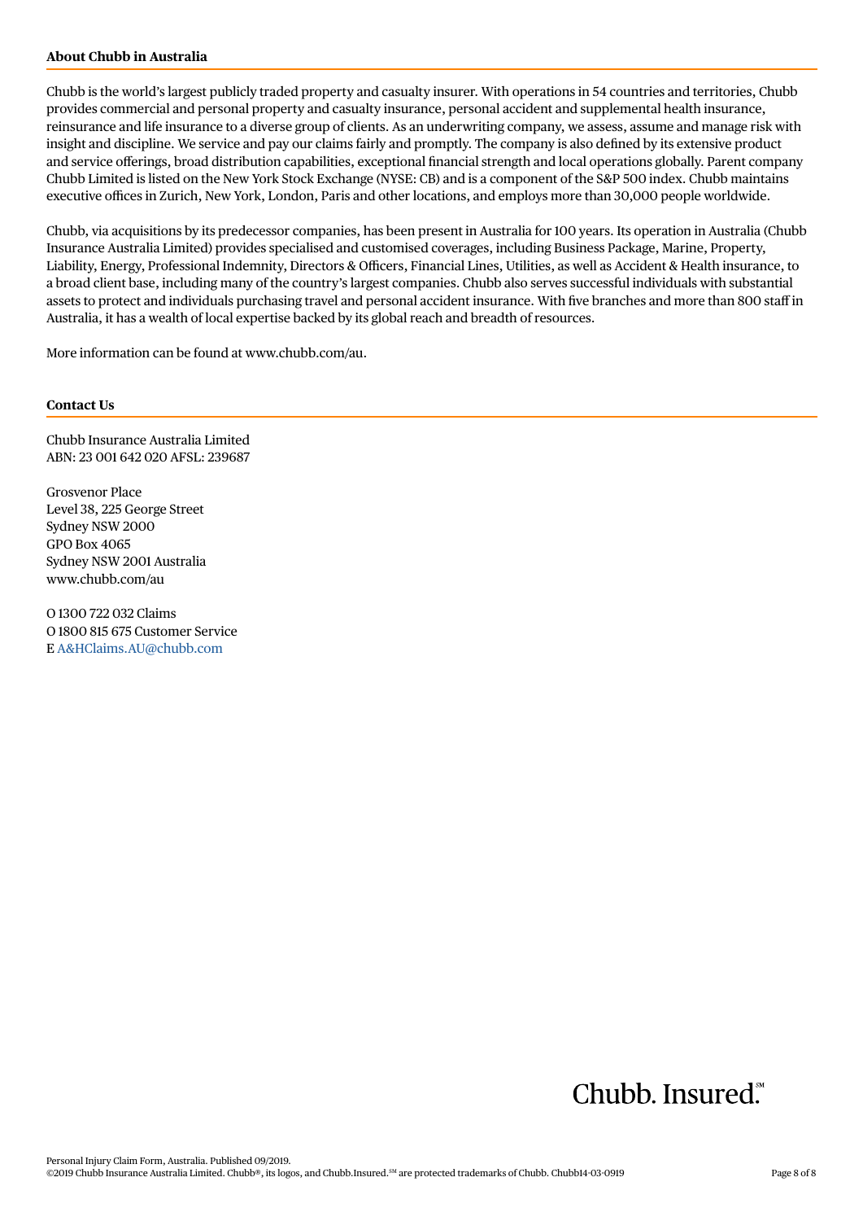## About Chubb in Australia

Chubb is the world's largest publicly traded property and casualty insurer. With operations in 54 countries and territories, Chubb provides commercial and personal property and casualty insurance, personal accident and supplemental health insurance, reinsurance and life insurance to a diverse group of clients. As an underwriting company, we assess, assume and manage risk with insight and discipline. We service and pay our claims fairly and promptly. The company is also defined by its extensive product and service offerings, broad distribution capabilities, exceptional financial strength and local operations globally. Parent company Chubb Limited is listed on the New York Stock Exchange (NYSE: CB) and is a component of the S&P 500 index. Chubb maintains executive offices in Zurich, New York, London, Paris and other locations, and employs more than 30,000 people worldwide.

Chubb, via acquisitions by its predecessor companies, has been present in Australia for 100 years. Its operation in Australia (Chubb Insurance Australia Limited) provides specialised and customised coverages, including Business Package, Marine, Property, Liability, Energy, Professional Indemnity, Directors & Officers, Financial Lines, Utilities, as well as Accident & Health insurance, to a broad client base, including many of the country's largest companies. Chubb also serves successful individuals with substantial assets to protect and individuals purchasing travel and personal accident insurance. With five branches and more than 800 staff in Australia, it has a wealth of local expertise backed by its global reach and breadth of resources.

More information can be found at www.chubb.com/au.

## Contact Us

Chubb Insurance Australia Limited
ABN: 23 001 642 020 AFSL: 239687

Grosvenor Place
Level 38, 225 George Street
Sydney NSW 2000
GPO Box 4065
Sydney NSW 2001 Australia
www.chubb.com/au

O 1300 722 032 Claims
O 1800 815 675 Customer Service
E A&HClaims.AU@chubb.com

Chubb. Insured.℠

Personal Injury Claim Form, Australia. Published 09/2019.
©2019 Chubb Insurance Australia Limited. Chubb®, its logos, and Chubb.Insured.℠ are protected trademarks of Chubb. Chubb14-03-0919